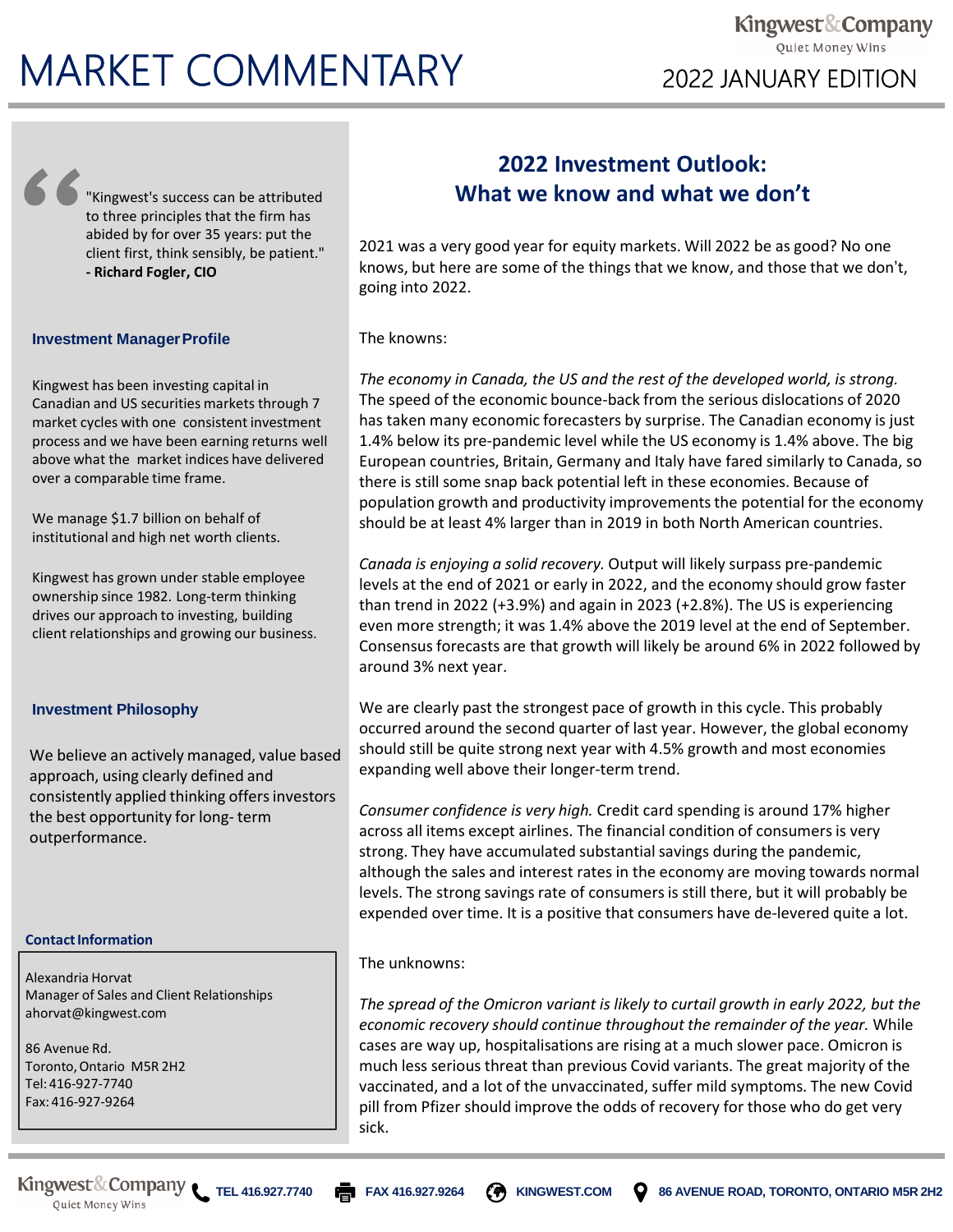# MARKET COMMENTARY

Kingwest & Company
Quiet Money Wins

2022 JANUARY EDITION

> "Kingwest's success can be attributed to three principles that the firm has abided by for over 35 years: put the client first, think sensibly, be patient."
> **- Richard Fogler, CIO**

### Investment Manager Profile

Kingwest has been investing capital in Canadian and US securities markets through 7 market cycles with one consistent investment process and we have been earning returns well above what the market indices have delivered over a comparable time frame.

We manage $1.7 billion on behalf of institutional and high net worth clients.

Kingwest has grown under stable employee ownership since 1982. Long-term thinking drives our approach to investing, building client relationships and growing our business.

### Investment Philosophy

We believe an actively managed, value based approach, using clearly defined and consistently applied thinking offers investors the best opportunity for long- term outperformance.

### Contact Information

Alexandria Horvat
Manager of Sales and Client Relationships
ahorvat@kingwest.com

86 Avenue Rd.
Toronto, Ontario M5R 2H2
Tel: 416-927-7740
Fax: 416-927-9264

## 2022 Investment Outlook: What we know and what we don't

2021 was a very good year for equity markets. Will 2022 be as good? No one knows, but here are some of the things that we know, and those that we don't, going into 2022.

The knowns:

*The economy in Canada, the US and the rest of the developed world, is strong.* The speed of the economic bounce-back from the serious dislocations of 2020 has taken many economic forecasters by surprise. The Canadian economy is just 1.4% below its pre-pandemic level while the US economy is 1.4% above. The big European countries, Britain, Germany and Italy have fared similarly to Canada, so there is still some snap back potential left in these economies. Because of population growth and productivity improvements the potential for the economy should be at least 4% larger than in 2019 in both North American countries.

*Canada is enjoying a solid recovery.* Output will likely surpass pre-pandemic levels at the end of 2021 or early in 2022, and the economy should grow faster than trend in 2022 (+3.9%) and again in 2023 (+2.8%). The US is experiencing even more strength; it was 1.4% above the 2019 level at the end of September. Consensus forecasts are that growth will likely be around 6% in 2022 followed by around 3% next year.

We are clearly past the strongest pace of growth in this cycle. This probably occurred around the second quarter of last year. However, the global economy should still be quite strong next year with 4.5% growth and most economies expanding well above their longer-term trend.

*Consumer confidence is very high.* Credit card spending is around 17% higher across all items except airlines. The financial condition of consumers is very strong. They have accumulated substantial savings during the pandemic, although the sales and interest rates in the economy are moving towards normal levels. The strong savings rate of consumers is still there, but it will probably be expended over time. It is a positive that consumers have de-levered quite a lot.

The unknowns:

*The spread of the Omicron variant is likely to curtail growth in early 2022, but the economic recovery should continue throughout the remainder of the year.* While cases are way up, hospitalisations are rising at a much slower pace. Omicron is much less serious threat than previous Covid variants. The great majority of the vaccinated, and a lot of the unvaccinated, suffer mild symptoms. The new Covid pill from Pfizer should improve the odds of recovery for those who do get very sick.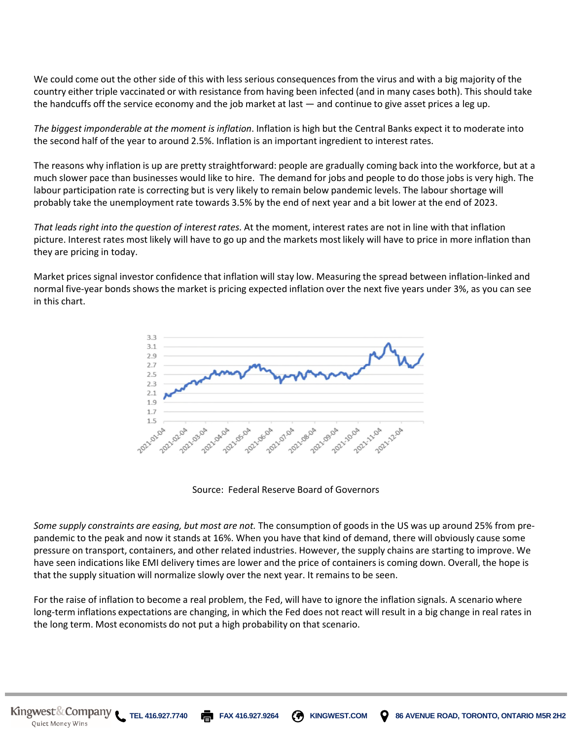We could come out the other side of this with less serious consequences from the virus and with a big majority of the country either triple vaccinated or with resistance from having been infected (and in many cases both). This should take the handcuffs off the service economy and the job market at last — and continue to give asset prices a leg up.

*The biggest imponderable at the moment is inflation*. Inflation is high but the Central Banks expect it to moderate into the second half of the year to around 2.5%. Inflation is an important ingredient to interest rates.

The reasons why inflation is up are pretty straightforward: people are gradually coming back into the workforce, but at a much slower pace than businesses would like to hire. The demand for jobs and people to do those jobs is very high. The labour participation rate is correcting but is very likely to remain below pandemic levels. The labour shortage will probably take the unemployment rate towards 3.5% by the end of next year and a bit lower at the end of 2023.

*That leads right into the question of interest rates.* At the moment, interest rates are not in line with that inflation picture. Interest rates most likely will have to go up and the markets most likely will have to price in more inflation than they are pricing in today.

Market prices signal investor confidence that inflation will stay low. Measuring the spread between inflation-linked and normal five-year bonds shows the market is pricing expected inflation over the next five years under 3%, as you can see in this chart.

Source: Federal Reserve Board of Governors

*Some supply constraints are easing, but most are not.* The consumption of goods in the US was up around 25% from pre-pandemic to the peak and now it stands at 16%. When you have that kind of demand, there will obviously cause some pressure on transport, containers, and other related industries. However, the supply chains are starting to improve. We have seen indications like EMI delivery times are lower and the price of containers is coming down. Overall, the hope is that the supply situation will normalize slowly over the next year. It remains to be seen.

For the raise of inflation to become a real problem, the Fed, will have to ignore the inflation signals. A scenario where long-term inflations expectations are changing, in which the Fed does not react will result in a big change in real rates in the long term. Most economists do not put a high probability on that scenario.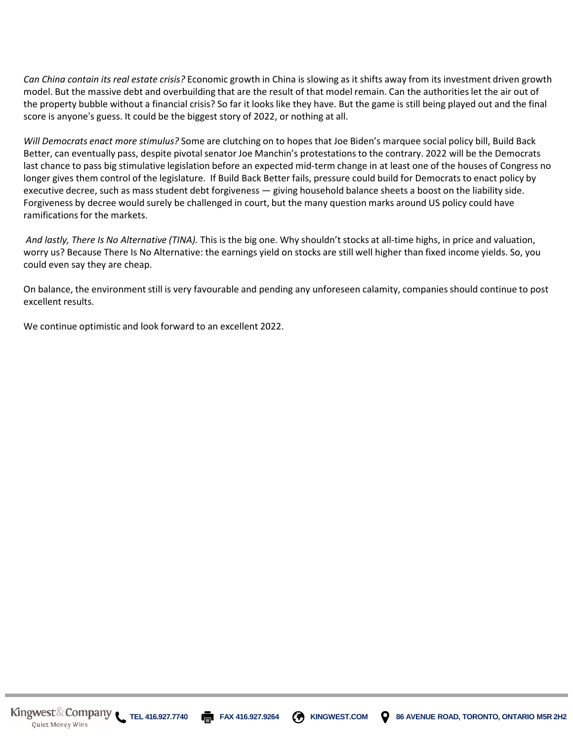*Can China contain its real estate crisis?* Economic growth in China is slowing as it shifts away from its investment driven growth model. But the massive debt and overbuilding that are the result of that model remain. Can the authorities let the air out of the property bubble without a financial crisis? So far it looks like they have. But the game is still being played out and the final score is anyone's guess. It could be the biggest story of 2022, or nothing at all.

*Will Democrats enact more stimulus?* Some are clutching on to hopes that Joe Biden's marquee social policy bill, Build Back Better, can eventually pass, despite pivotal senator Joe Manchin's protestations to the contrary. 2022 will be the Democrats last chance to pass big stimulative legislation before an expected mid-term change in at least one of the houses of Congress no longer gives them control of the legislature. If Build Back Better fails, pressure could build for Democrats to enact policy by executive decree, such as mass student debt forgiveness — giving household balance sheets a boost on the liability side. Forgiveness by decree would surely be challenged in court, but the many question marks around US policy could have ramifications for the markets.

*And lastly, There Is No Alternative (TINA).* This is the big one. Why shouldn't stocks at all-time highs, in price and valuation, worry us? Because There Is No Alternative: the earnings yield on stocks are still well higher than fixed income yields. So, you could even say they are cheap.

On balance, the environment still is very favourable and pending any unforeseen calamity, companies should continue to post excellent results.

We continue optimistic and look forward to an excellent 2022.